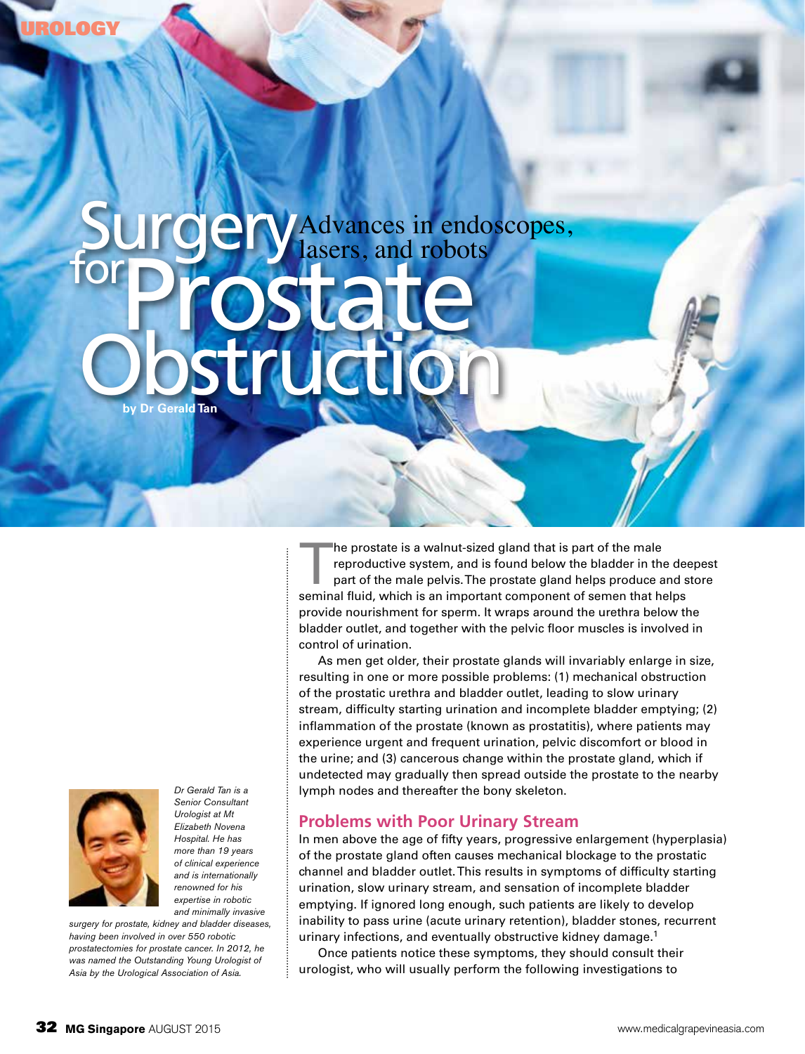UROLOGY

# Surgery for Prostate Obstruction

## Advances in endoscopes, lasers, and robots

**by Dr Gerald Tan**

*Dr Gerald Tan is a Senior Consultant Urologist at Mt Elizabeth Novena Hospital. He has more than 19 years of clinical experience and is internationally renowned for his expertise in robotic and minimally invasive surgery for prostate, kidney and bladder diseases, having been involved in over 550 robotic prostatectomies for prostate cancer. In 2012, he was named the Outstanding Young Urologist of Asia by the Urological Association of Asia.*

The prostate is a walnut-sized gland that is part of the male reproductive system, and is found below the bladder in the deepest part of the male pelvis. The prostate gland helps produce and store seminal fluid, which is an important component of semen that helps provide nourishment for sperm. It wraps around the urethra below the bladder outlet, and together with the pelvic floor muscles is involved in control of urination.

As men get older, their prostate glands will invariably enlarge in size, resulting in one or more possible problems: (1) mechanical obstruction of the prostatic urethra and bladder outlet, leading to slow urinary stream, difficulty starting urination and incomplete bladder emptying; (2) inflammation of the prostate (known as prostatitis), where patients may experience urgent and frequent urination, pelvic discomfort or blood in the urine; and (3) cancerous change within the prostate gland, which if undetected may gradually then spread outside the prostate to the nearby lymph nodes and thereafter the bony skeleton.

### Problems with Poor Urinary Stream

In men above the age of fifty years, progressive enlargement (hyperplasia) of the prostate gland often causes mechanical blockage to the prostatic channel and bladder outlet. This results in symptoms of difficulty starting urination, slow urinary stream, and sensation of incomplete bladder emptying. If ignored long enough, such patients are likely to develop inability to pass urine (acute urinary retention), bladder stones, recurrent urinary infections, and eventually obstructive kidney damage.[1]

Once patients notice these symptoms, they should consult their urologist, who will usually perform the following investigations to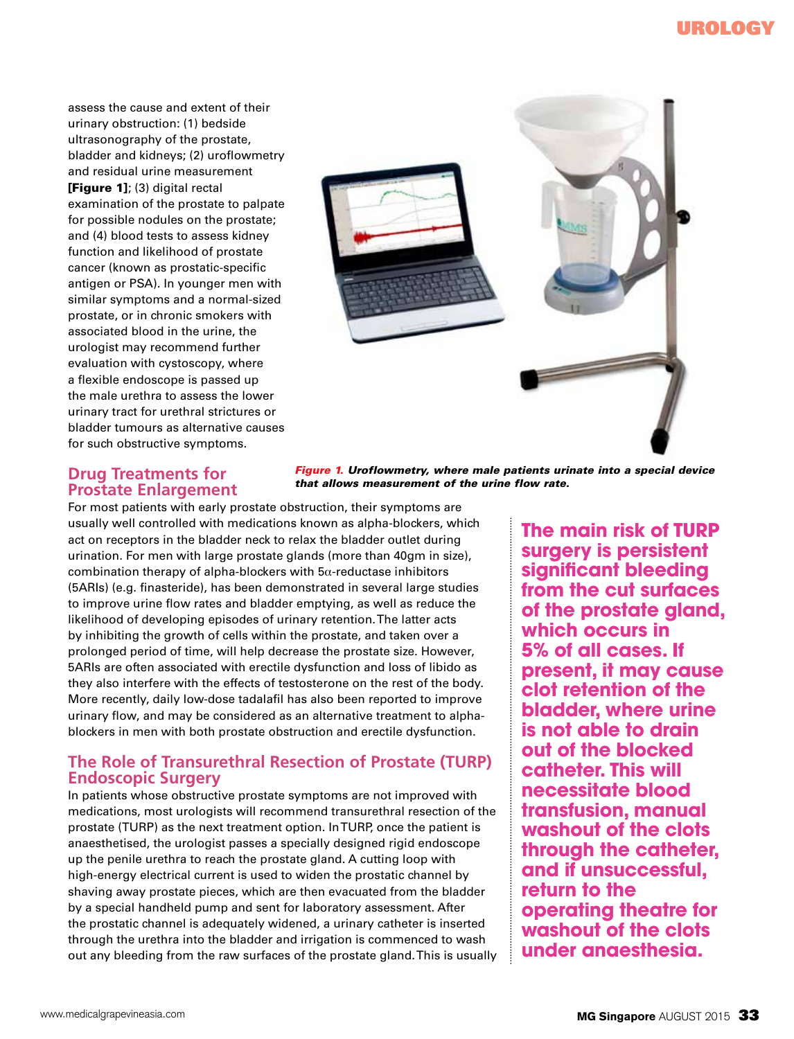assess the cause and extent of their urinary obstruction: (1) bedside ultrasonography of the prostate, bladder and kidneys; (2) uroflowmetry and residual urine measurement **[Figure 1]**; (3) digital rectal examination of the prostate to palpate for possible nodules on the prostate; and (4) blood tests to assess kidney function and likelihood of prostate cancer (known as prostatic-specific antigen or PSA). In younger men with similar symptoms and a normal-sized prostate, or in chronic smokers with associated blood in the urine, the urologist may recommend further evaluation with cystoscopy, where a flexible endoscope is passed up the male urethra to assess the lower urinary tract for urethral strictures or bladder tumours as alternative causes for such obstructive symptoms.

***Figure 1.*** ***Uroflowmetry, where male patients urinate into a special device that allows measurement of the urine flow rate.***

## Drug Treatments for Prostate Enlargement

For most patients with early prostate obstruction, their symptoms are usually well controlled with medications known as alpha-blockers, which act on receptors in the bladder neck to relax the bladder outlet during urination. For men with large prostate glands (more than 40gm in size), combination therapy of alpha-blockers with 5$\alpha$-reductase inhibitors (5ARIs) (e.g. finasteride), has been demonstrated in several large studies to improve urine flow rates and bladder emptying, as well as reduce the likelihood of developing episodes of urinary retention. The latter acts by inhibiting the growth of cells within the prostate, and taken over a prolonged period of time, will help decrease the prostate size. However, 5ARIs are often associated with erectile dysfunction and loss of libido as they also interfere with the effects of testosterone on the rest of the body. More recently, daily low-dose tadalafil has also been reported to improve urinary flow, and may be considered as an alternative treatment to alpha-blockers in men with both prostate obstruction and erectile dysfunction.

## The Role of Transurethral Resection of Prostate (TURP) Endoscopic Surgery

In patients whose obstructive prostate symptoms are not improved with medications, most urologists will recommend transurethral resection of the prostate (TURP) as the next treatment option. In TURP, once the patient is anaesthetised, the urologist passes a specially designed rigid endoscope up the penile urethra to reach the prostate gland. A cutting loop with high-energy electrical current is used to widen the prostatic channel by shaving away prostate pieces, which are then evacuated from the bladder by a special handheld pump and sent for laboratory assessment. After the prostatic channel is adequately widened, a urinary catheter is inserted through the urethra into the bladder and irrigation is commenced to wash out any bleeding from the raw surfaces of the prostate gland. This is usually

**The main risk of TURP surgery is persistent significant bleeding from the cut surfaces of the prostate gland, which occurs in 5% of all cases. If present, it may cause clot retention of the bladder, where urine is not able to drain out of the blocked catheter. This will necessitate blood transfusion, manual washout of the clots through the catheter, and if unsuccessful, return to the operating theatre for washout of the clots under anaesthesia.**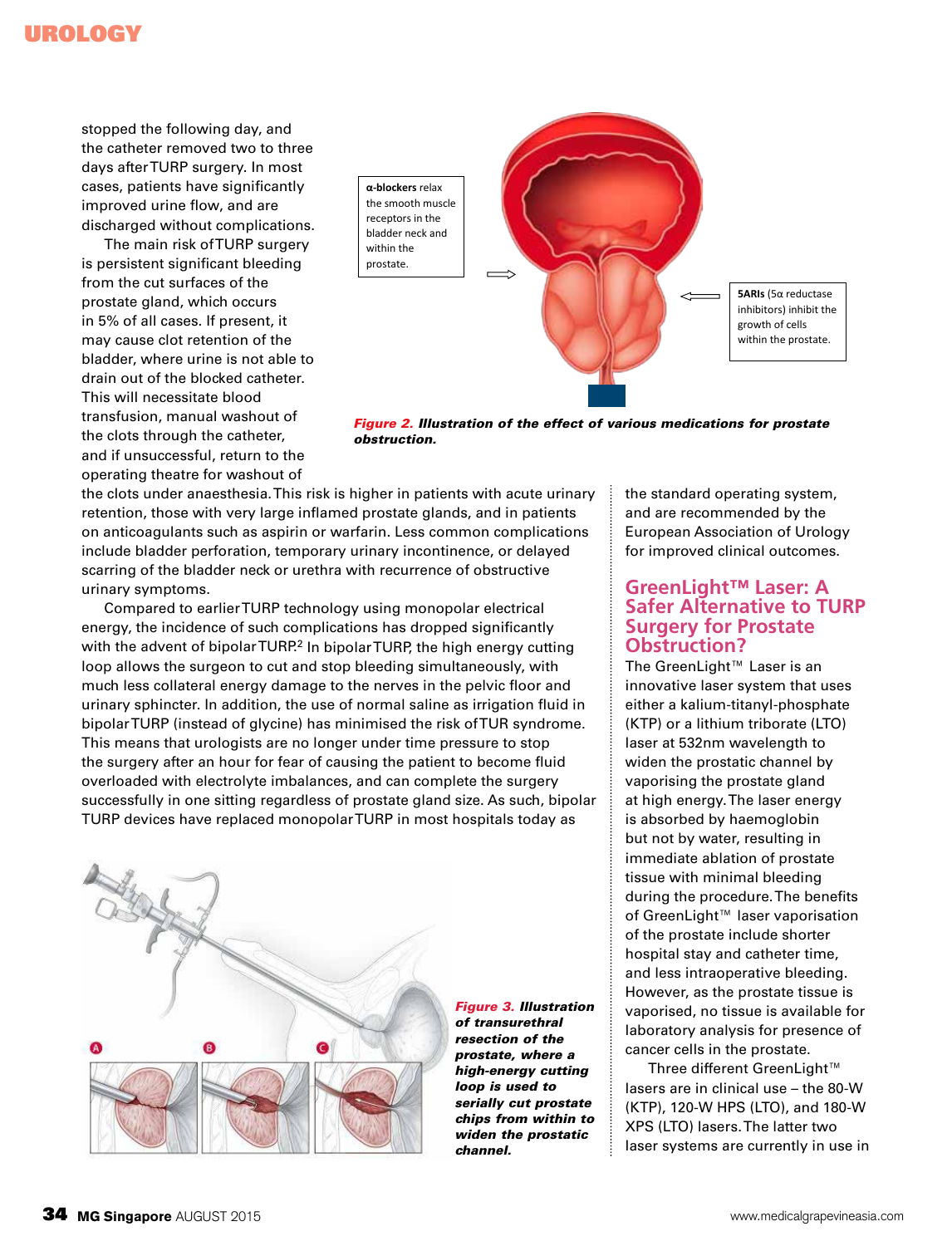stopped the following day, and the catheter removed two to three days after TURP surgery. In most cases, patients have significantly improved urine flow, and are discharged without complications.

The main risk of TURP surgery is persistent significant bleeding from the cut surfaces of the prostate gland, which occurs in 5% of all cases. If present, it may cause clot retention of the bladder, where urine is not able to drain out of the blocked catheter. This will necessitate blood transfusion, manual washout of the clots through the catheter, and if unsuccessful, return to the operating theatre for washout of the clots under anaesthesia. This risk is higher in patients with acute urinary retention, those with very large inflamed prostate glands, and in patients on anticoagulants such as aspirin or warfarin. Less common complications include bladder perforation, temporary urinary incontinence, or delayed scarring of the bladder neck or urethra with recurrence of obstructive urinary symptoms.

Compared to earlier TURP technology using monopolar electrical energy, the incidence of such complications has dropped significantly with the advent of bipolar TURP.[2] In bipolar TURP, the high energy cutting loop allows the surgeon to cut and stop bleeding simultaneously, with much less collateral energy damage to the nerves in the pelvic floor and urinary sphincter. In addition, the use of normal saline as irrigation fluid in bipolar TURP (instead of glycine) has minimised the risk of TUR syndrome. This means that urologists are no longer under time pressure to stop the surgery after an hour for fear of causing the patient to become fluid overloaded with electrolyte imbalances, and can complete the surgery successfully in one sitting regardless of prostate gland size. As such, bipolar TURP devices have replaced monopolar TURP in most hospitals today as the standard operating system, and are recommended by the European Association of Urology for improved clinical outcomes.

**α-blockers** relax the smooth muscle receptors in the bladder neck and within the prostate.

**5ARIs** (5α reductase inhibitors) inhibit the growth of cells within the prostate.

***Figure 2.*** ***Illustration of the effect of various medications for prostate obstruction.***

***Figure 3.*** ***Illustration of transurethral resection of the prostate, where a high-energy cutting loop is used to serially cut prostate chips from within to widen the prostatic channel.***

## GreenLight™ Laser: A Safer Alternative to TURP Surgery for Prostate Obstruction?

The GreenLight™ Laser is an innovative laser system that uses either a kalium-titanyl-phosphate (KTP) or a lithium triborate (LTO) laser at 532nm wavelength to widen the prostatic channel by vaporising the prostate gland at high energy. The laser energy is absorbed by haemoglobin but not by water, resulting in immediate ablation of prostate tissue with minimal bleeding during the procedure. The benefits of GreenLight™ laser vaporisation of the prostate include shorter hospital stay and catheter time, and less intraoperative bleeding. However, as the prostate tissue is vaporised, no tissue is available for laboratory analysis for presence of cancer cells in the prostate.

Three different GreenLight™ lasers are in clinical use – the 80-W (KTP), 120-W HPS (LTO), and 180-W XPS (LTO) lasers. The latter two laser systems are currently in use in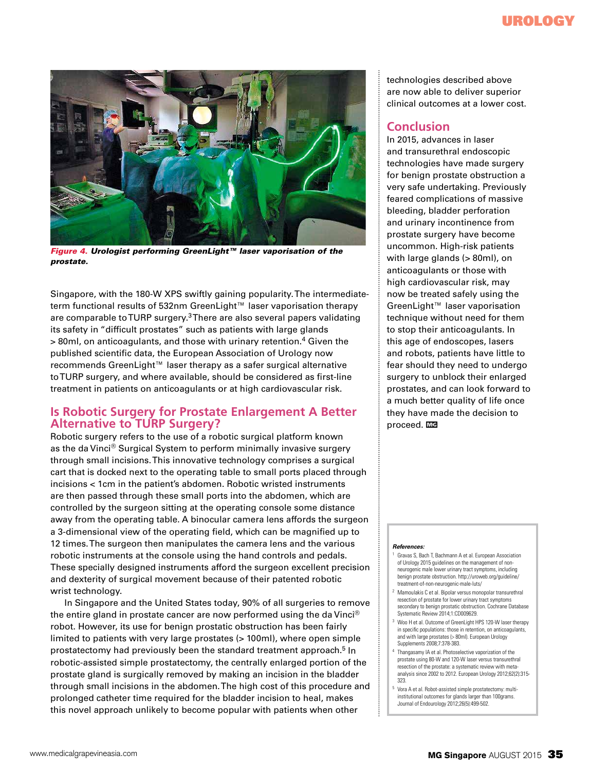*Figure 4. Urologist performing GreenLight™ laser vaporisation of the prostate.*

Singapore, with the 180-W XPS swiftly gaining popularity. The intermediate-term functional results of 532nm GreenLight™ laser vaporisation therapy are comparable to TURP surgery.[3] There are also several papers validating its safety in "difficult prostates" such as patients with large glands > 80ml, on anticoagulants, and those with urinary retention.[4] Given the published scientific data, the European Association of Urology now recommends GreenLight™ laser therapy as a safer surgical alternative to TURP surgery, and where available, should be considered as first-line treatment in patients on anticoagulants or at high cardiovascular risk.

## Is Robotic Surgery for Prostate Enlargement A Better Alternative to TURP Surgery?

Robotic surgery refers to the use of a robotic surgical platform known as the da Vinci® Surgical System to perform minimally invasive surgery through small incisions. This innovative technology comprises a surgical cart that is docked next to the operating table to small ports placed through incisions < 1cm in the patient's abdomen. Robotic wristed instruments are then passed through these small ports into the abdomen, which are controlled by the surgeon sitting at the operating console some distance away from the operating table. A binocular camera lens affords the surgeon a 3-dimensional view of the operating field, which can be magnified up to 12 times. The surgeon then manipulates the camera lens and the various robotic instruments at the console using the hand controls and pedals. These specially designed instruments afford the surgeon excellent precision and dexterity of surgical movement because of their patented robotic wrist technology.

In Singapore and the United States today, 90% of all surgeries to remove the entire gland in prostate cancer are now performed using the da Vinci® robot. However, its use for benign prostatic obstruction has been fairly limited to patients with very large prostates (> 100ml), where open simple prostatectomy had previously been the standard treatment approach.[5] In robotic-assisted simple prostatectomy, the centrally enlarged portion of the prostate gland is surgically removed by making an incision in the bladder through small incisions in the abdomen. The high cost of this procedure and prolonged catheter time required for the bladder incision to heal, makes this novel approach unlikely to become popular with patients when other technologies described above are now able to deliver superior clinical outcomes at a lower cost.

## Conclusion

In 2015, advances in laser and transurethral endoscopic technologies have made surgery for benign prostate obstruction a very safe undertaking. Previously feared complications of massive bleeding, bladder perforation and urinary incontinence from prostate surgery have become uncommon. High-risk patients with large glands (> 80ml), on anticoagulants or those with high cardiovascular risk, may now be treated safely using the GreenLight™ laser vaporisation technique without need for them to stop their anticoagulants. In this age of endoscopes, lasers and robots, patients have little to fear should they need to undergo surgery to unblock their enlarged prostates, and can look forward to a much better quality of life once they have made the decision to proceed. MG

***References:***

1. Gravas S, Bach T, Bachmann A et al. European Association of Urology 2015 guidelines on the management of non-neurogenic male lower urinary tract symptoms, including benign prostate obstruction. http://uroweb.org/guideline/treatment-of-non-neurogenic-male-luts/
2. Mamoulakis C et al. Bipolar versus monopolar transurethral resection of prostate for lower urinary tract symptoms secondary to benign prostatic obstruction. Cochrane Database Systematic Review 2014;1:CD009629.
3. Woo H et al. Outcome of GreenLight HPS 120-W laser therapy in specific populations: those in retention, on anticoagulants, and with large prostates (> 80ml). European Urology Supplements 2008;7:378-383.
4. Thangasamy IA et al. Photoselective vaporization of the prostate using 80-W and 120-W laser versus transurethral resection of the prostate: a systematic review with meta-analysis since 2002 to 2012. European Urology 2012;62(2):315-323.
5. Vora A et al. Robot-assisted simple prostatectomy: multi-institutional outcomes for glands larger than 100grams. Journal of Endourology 2012;26(5):499-502.